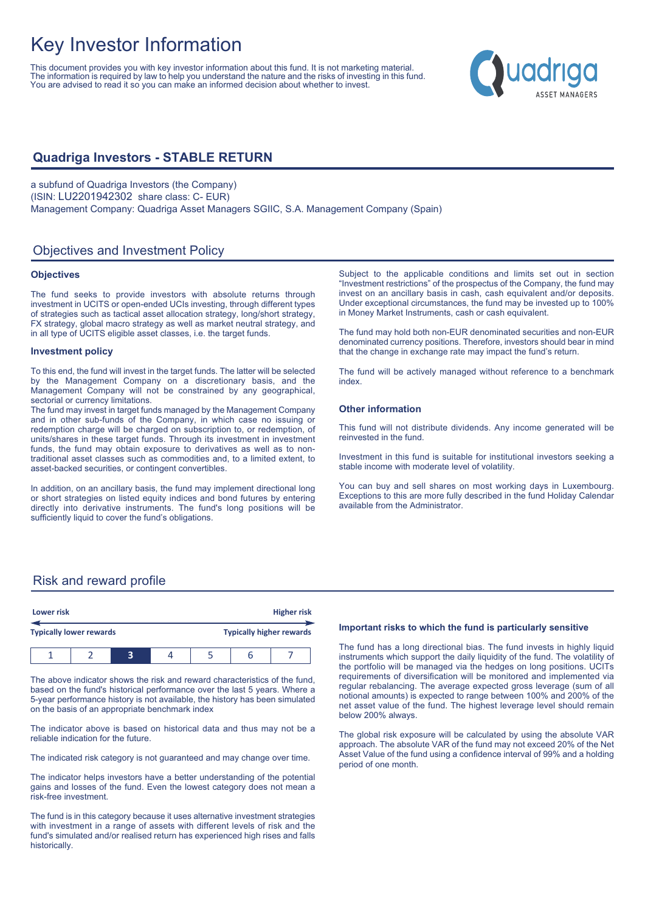# Key Investor Information

This document provides you with key investor information about this fund. It is not marketing material. The information is required by law to help you understand the nature and the risks of investing in this fund. You are advised to read it so you can make an informed decision about whether to invest.

## Quadriga Investors - STABLE RETURN

a subfund of Quadriga Investors (the Company)
(ISIN: LU2201942302 share class: C- EUR)
Management Company: Quadriga Asset Managers SGIIC, S.A. Management Company (Spain)

## Objectives and Investment Policy

### Objectives

The fund seeks to provide investors with absolute returns through investment in UCITS or open-ended UCIs investing, through different types of strategies such as tactical asset allocation strategy, long/short strategy, FX strategy, global macro strategy as well as market neutral strategy, and in all type of UCITS eligible asset classes, i.e. the target funds.

### Investment policy

To this end, the fund will invest in the target funds. The latter will be selected by the Management Company on a discretionary basis, and the Management Company will not be constrained by any geographical, sectorial or currency limitations.
The fund may invest in target funds managed by the Management Company and in other sub-funds of the Company, in which case no issuing or redemption charge will be charged on subscription to, or redemption, of units/shares in these target funds. Through its investment in investment funds, the fund may obtain exposure to derivatives as well as to non-traditional asset classes such as commodities and, to a limited extent, to asset-backed securities, or contingent convertibles.

In addition, on an ancillary basis, the fund may implement directional long or short strategies on listed equity indices and bond futures by entering directly into derivative instruments. The fund's long positions will be sufficiently liquid to cover the fund's obligations.

Subject to the applicable conditions and limits set out in section "Investment restrictions" of the prospectus of the Company, the fund may invest on an ancillary basis in cash, cash equivalent and/or deposits. Under exceptional circumstances, the fund may be invested up to 100% in Money Market Instruments, cash or cash equivalent.

The fund may hold both non-EUR denominated securities and non-EUR denominated currency positions. Therefore, investors should bear in mind that the change in exchange rate may impact the fund's return.

The fund will be actively managed without reference to a benchmark index.

### Other information

This fund will not distribute dividends. Any income generated will be reinvested in the fund.

Investment in this fund is suitable for institutional investors seeking a stable income with moderate level of volatility.

You can buy and sell shares on most working days in Luxembourg. Exceptions to this are more fully described in the fund Holiday Calendar available from the Administrator.

## Risk and reward profile

| Lower risk | | | | | | Higher risk |
|---|---|---|---|---|---|---|
| Typically lower rewards | | | | | | Typically higher rewards |
| 1 | 2 | **3** | 4 | 5 | 6 | 7 |

The above indicator shows the risk and reward characteristics of the fund, based on the fund's historical performance over the last 5 years. Where a 5-year performance history is not available, the history has been simulated on the basis of an appropriate benchmark index

The indicator above is based on historical data and thus may not be a reliable indication for the future.

The indicated risk category is not guaranteed and may change over time.

The indicator helps investors have a better understanding of the potential gains and losses of the fund. Even the lowest category does not mean a risk-free investment.

The fund is in this category because it uses alternative investment strategies with investment in a range of assets with different levels of risk and the fund's simulated and/or realised return has experienced high rises and falls historically.

### Important risks to which the fund is particularly sensitive

The fund has a long directional bias. The fund invests in highly liquid instruments which support the daily liquidity of the fund. The volatility of the portfolio will be managed via the hedges on long positions. UCITs requirements of diversification will be monitored and implemented via regular rebalancing. The average expected gross leverage (sum of all notional amounts) is expected to range between 100% and 200% of the net asset value of the fund. The highest leverage level should remain below 200% always.

The global risk exposure will be calculated by using the absolute VAR approach. The absolute VAR of the fund may not exceed 20% of the Net Asset Value of the fund using a confidence interval of 99% and a holding period of one month.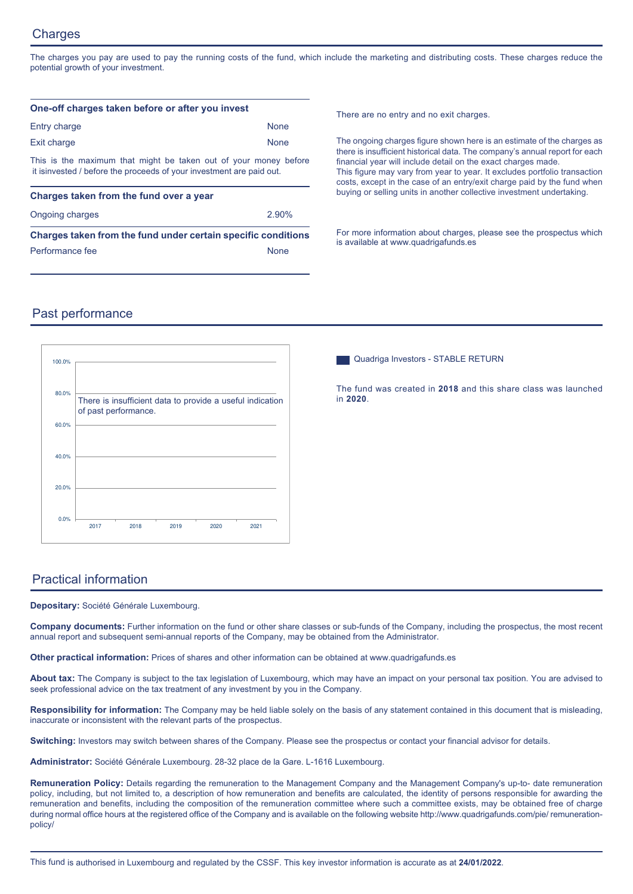## Charges

The charges you pay are used to pay the running costs of the fund, which include the marketing and distributing costs. These charges reduce the potential growth of your investment.

| One-off charges taken before or after you invest | |
|---|---|
| Entry charge | None |
| Exit charge | None |

This is the maximum that might be taken out of your money before it isinvested / before the proceeds of your investment are paid out.

| Charges taken from the fund over a year | |
|---|---|
| Ongoing charges | 2.90% |

| Charges taken from the fund under certain specific conditions | |
|---|---|
| Performance fee | None |

There are no entry and no exit charges.

The ongoing charges figure shown here is an estimate of the charges as there is insufficient historical data. The company's annual report for each financial year will include detail on the exact charges made.
This figure may vary from year to year. It excludes portfolio transaction costs, except in the case of an entry/exit charge paid by the fund when buying or selling units in another collective investment undertaking.

For more information about charges, please see the prospectus which is available at www.quadrigafunds.es

## Past performance

100.0%
80.0%
60.0%
40.0%
20.0%
0.0%
2017
2018
2019
2020
2021

There is insufficient data to provide a useful indication of past performance.

Quadriga Investors - STABLE RETURN

The fund was created in **2018** and this share class was launched in **2020**.

## Practical information

**Depositary:** Société Générale Luxembourg.

**Company documents:** Further information on the fund or other share classes or sub-funds of the Company, including the prospectus, the most recent annual report and subsequent semi-annual reports of the Company, may be obtained from the Administrator.

**Other practical information:** Prices of shares and other information can be obtained at www.quadrigafunds.es

**About tax:** The Company is subject to the tax legislation of Luxembourg, which may have an impact on your personal tax position. You are advised to seek professional advice on the tax treatment of any investment by you in the Company.

**Responsibility for information:** The Company may be held liable solely on the basis of any statement contained in this document that is misleading, inaccurate or inconsistent with the relevant parts of the prospectus.

**Switching:** Investors may switch between shares of the Company. Please see the prospectus or contact your financial advisor for details.

**Administrator:** Société Générale Luxembourg. 28-32 place de la Gare. L-1616 Luxembourg.

**Remuneration Policy:** Details regarding the remuneration to the Management Company and the Management Company's up-to- date remuneration policy, including, but not limited to, a description of how remuneration and benefits are calculated, the identity of persons responsible for awarding the remuneration and benefits, including the composition of the remuneration committee where such a committee exists, may be obtained free of charge during normal office hours at the registered office of the Company and is available on the following website http://www.quadrigafunds.com/pie/ remuneration-policy/

This fund is authorised in Luxembourg and regulated by the CSSF. This key investor information is accurate as at **24/01/2022**.